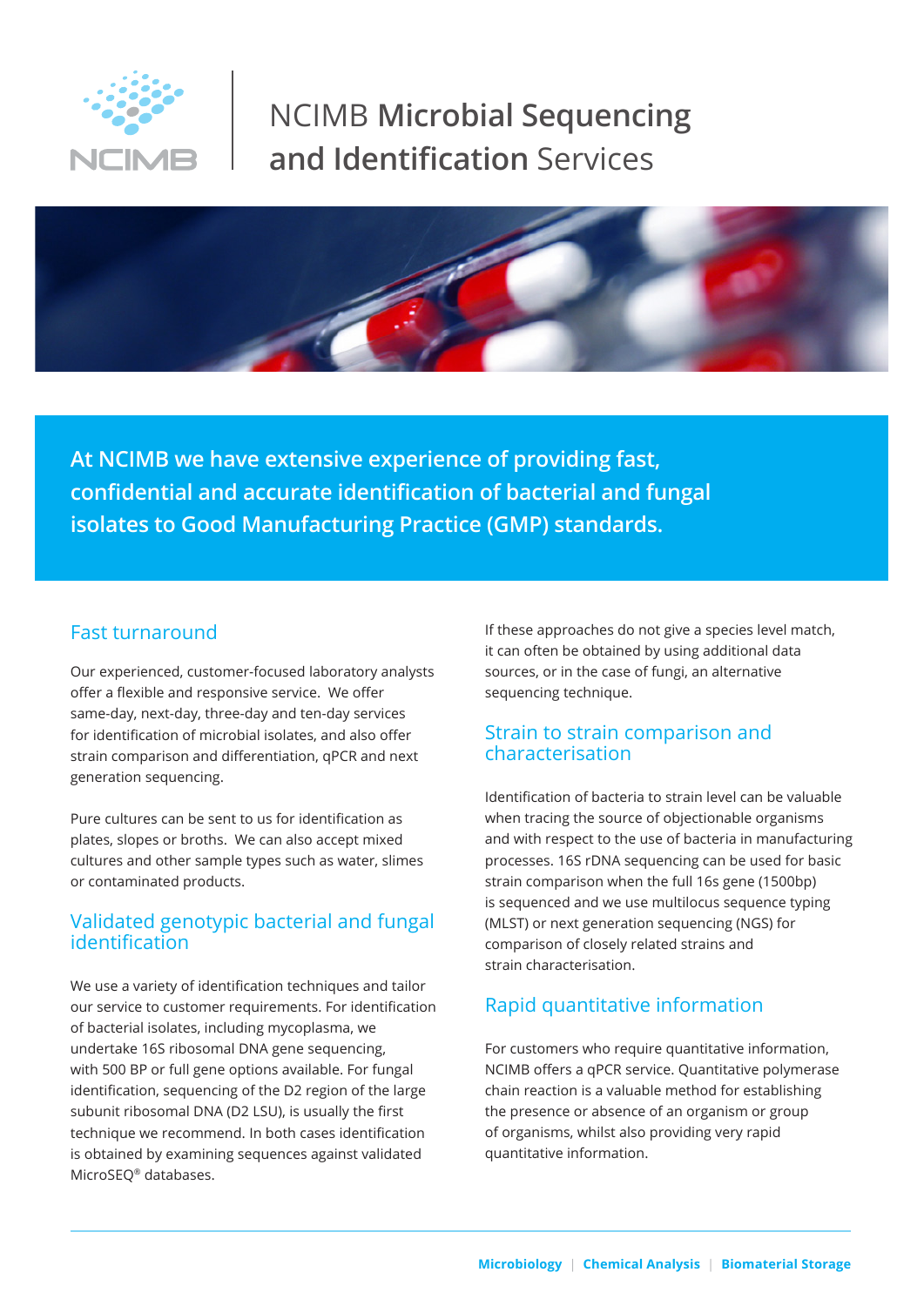# NCIMB **Microbial Sequencing and Identification** Services

**At NCIMB we have extensive experience of providing fast, confidential and accurate identification of bacterial and fungal isolates to Good Manufacturing Practice (GMP) standards.**

## Fast turnaround

Our experienced, customer-focused laboratory analysts offer a flexible and responsive service. We offer same-day, next-day, three-day and ten-day services for identification of microbial isolates, and also offer strain comparison and differentiation, qPCR and next generation sequencing.

Pure cultures can be sent to us for identification as plates, slopes or broths. We can also accept mixed cultures and other sample types such as water, slimes or contaminated products.

## Validated genotypic bacterial and fungal identification

We use a variety of identification techniques and tailor our service to customer requirements. For identification of bacterial isolates, including mycoplasma, we undertake 16S ribosomal DNA gene sequencing, with 500 BP or full gene options available. For fungal identification, sequencing of the D2 region of the large subunit ribosomal DNA (D2 LSU), is usually the first technique we recommend. In both cases identification is obtained by examining sequences against validated MicroSEQ® databases.

If these approaches do not give a species level match, it can often be obtained by using additional data sources, or in the case of fungi, an alternative sequencing technique.

## Strain to strain comparison and characterisation

Identification of bacteria to strain level can be valuable when tracing the source of objectionable organisms and with respect to the use of bacteria in manufacturing processes. 16S rDNA sequencing can be used for basic strain comparison when the full 16s gene (1500bp) is sequenced and we use multilocus sequence typing (MLST) or next generation sequencing (NGS) for comparison of closely related strains and strain characterisation.

## Rapid quantitative information

For customers who require quantitative information, NCIMB offers a qPCR service. Quantitative polymerase chain reaction is a valuable method for establishing the presence or absence of an organism or group of organisms, whilst also providing very rapid quantitative information.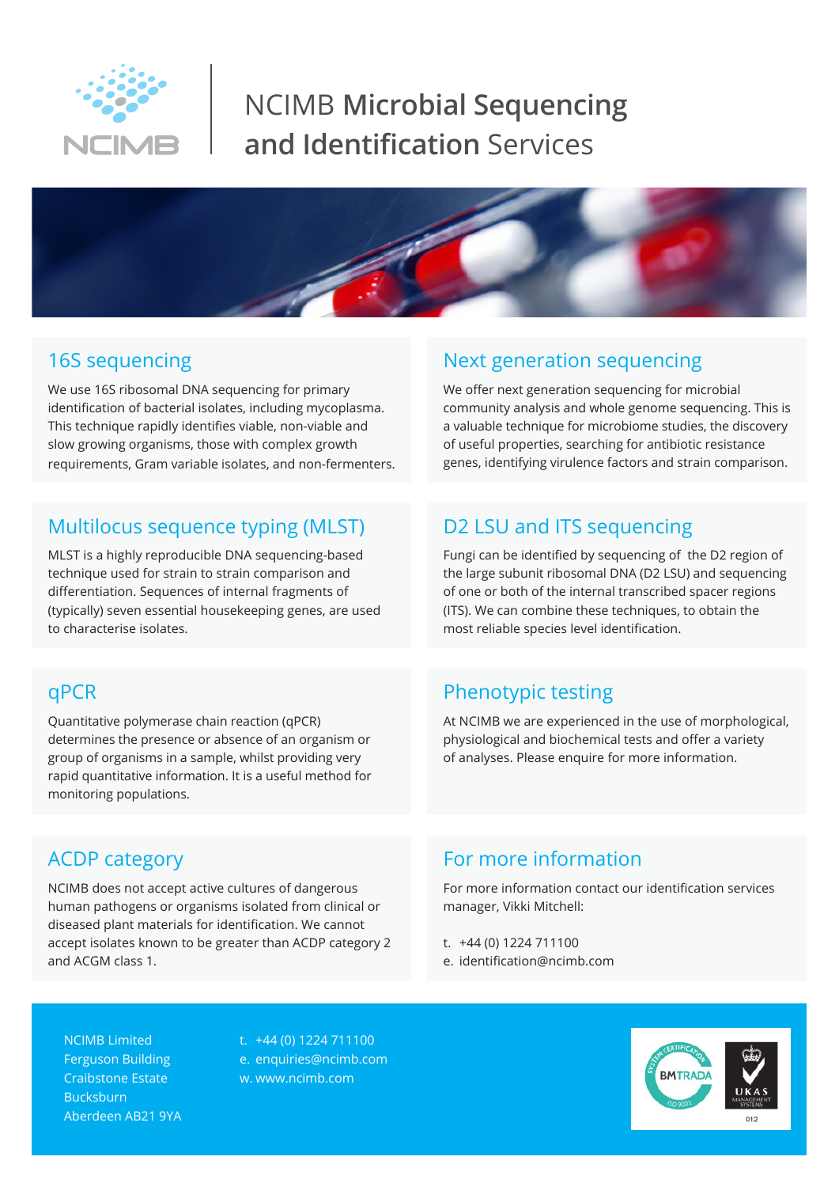# NCIMB **Microbial Sequencing and Identification** Services

## 16S sequencing

We use 16S ribosomal DNA sequencing for primary identification of bacterial isolates, including mycoplasma. This technique rapidly identifies viable, non-viable and slow growing organisms, those with complex growth requirements, Gram variable isolates, and non-fermenters.

## Next generation sequencing

We offer next generation sequencing for microbial community analysis and whole genome sequencing. This is a valuable technique for microbiome studies, the discovery of useful properties, searching for antibiotic resistance genes, identifying virulence factors and strain comparison.

## Multilocus sequence typing (MLST)

MLST is a highly reproducible DNA sequencing-based technique used for strain to strain comparison and differentiation. Sequences of internal fragments of (typically) seven essential housekeeping genes, are used to characterise isolates.

## D2 LSU and ITS sequencing

Fungi can be identified by sequencing of the D2 region of the large subunit ribosomal DNA (D2 LSU) and sequencing of one or both of the internal transcribed spacer regions (ITS). We can combine these techniques, to obtain the most reliable species level identification.

## qPCR

Quantitative polymerase chain reaction (qPCR) determines the presence or absence of an organism or group of organisms in a sample, whilst providing very rapid quantitative information. It is a useful method for monitoring populations.

## Phenotypic testing

At NCIMB we are experienced in the use of morphological, physiological and biochemical tests and offer a variety of analyses. Please enquire for more information.

## ACDP category

NCIMB does not accept active cultures of dangerous human pathogens or organisms isolated from clinical or diseased plant materials for identification. We cannot accept isolates known to be greater than ACDP category 2 and ACGM class 1.

## For more information

For more information contact our identification services manager, Vikki Mitchell:

t. +44 (0) 1224 711100
e. identification@ncimb.com

---

NCIMB Limited
Ferguson Building
Craibstone Estate
Bucksburn
Aberdeen AB21 9YA

t. +44 (0) 1224 711100
e. enquiries@ncimb.com
w. www.ncimb.com